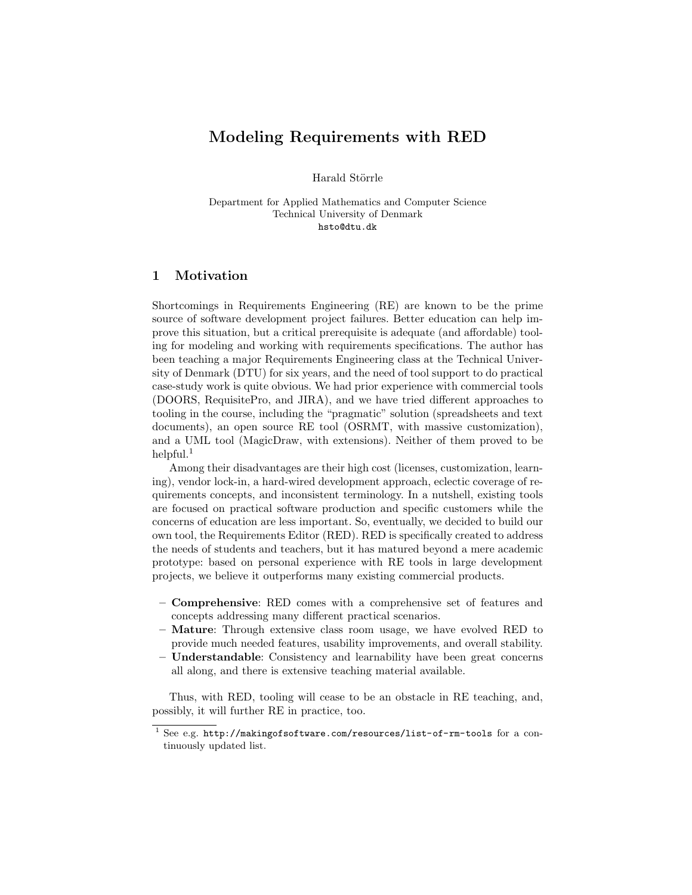# Modeling Requirements with RED

Harald Störrle

Department for Applied Mathematics and Computer Science
Technical University of Denmark
hsto@dtu.dk

## 1 Motivation

Shortcomings in Requirements Engineering (RE) are known to be the prime source of software development project failures. Better education can help improve this situation, but a critical prerequisite is adequate (and affordable) tooling for modeling and working with requirements specifications. The author has been teaching a major Requirements Engineering class at the Technical University of Denmark (DTU) for six years, and the need of tool support to do practical case-study work is quite obvious. We had prior experience with commercial tools (DOORS, RequisitePro, and JIRA), and we have tried different approaches to tooling in the course, including the "pragmatic" solution (spreadsheets and text documents), an open source RE tool (OSRMT, with massive customization), and a UML tool (MagicDraw, with extensions). Neither of them proved to be helpful.[1]

Among their disadvantages are their high cost (licenses, customization, learning), vendor lock-in, a hard-wired development approach, eclectic coverage of requirements concepts, and inconsistent terminology. In a nutshell, existing tools are focused on practical software production and specific customers while the concerns of education are less important. So, eventually, we decided to build our own tool, the Requirements Editor (RED). RED is specifically created to address the needs of students and teachers, but it has matured beyond a mere academic prototype: based on personal experience with RE tools in large development projects, we believe it outperforms many existing commercial products.

- **Comprehensive**: RED comes with a comprehensive set of features and concepts addressing many different practical scenarios.
- **Mature**: Through extensive class room usage, we have evolved RED to provide much needed features, usability improvements, and overall stability.
- **Understandable**: Consistency and learnability have been great concerns all along, and there is extensive teaching material available.

Thus, with RED, tooling will cease to be an obstacle in RE teaching, and, possibly, it will further RE in practice, too.

[1] See e.g. `http://makingofsoftware.com/resources/list-of-rm-tools` for a continuously updated list.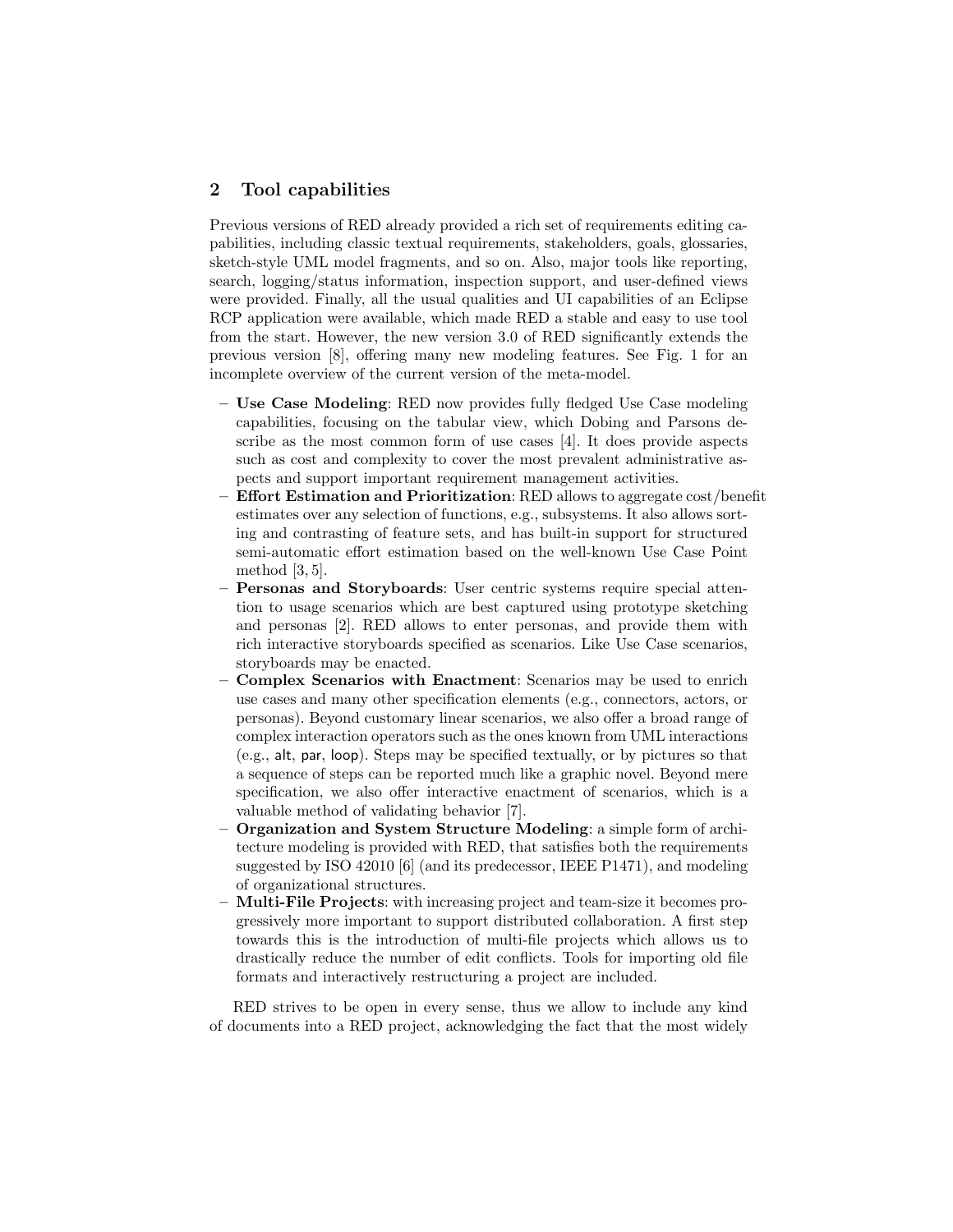## 2 Tool capabilities

Previous versions of RED already provided a rich set of requirements editing capabilities, including classic textual requirements, stakeholders, goals, glossaries, sketch-style UML model fragments, and so on. Also, major tools like reporting, search, logging/status information, inspection support, and user-defined views were provided. Finally, all the usual qualities and UI capabilities of an Eclipse RCP application were available, which made RED a stable and easy to use tool from the start. However, the new version 3.0 of RED significantly extends the previous version [8], offering many new modeling features. See Fig. 1 for an incomplete overview of the current version of the meta-model.

- **Use Case Modeling**: RED now provides fully fledged Use Case modeling capabilities, focusing on the tabular view, which Dobing and Parsons describe as the most common form of use cases [4]. It does provide aspects such as cost and complexity to cover the most prevalent administrative aspects and support important requirement management activities.
- **Effort Estimation and Prioritization**: RED allows to aggregate cost/benefit estimates over any selection of functions, e.g., subsystems. It also allows sorting and contrasting of feature sets, and has built-in support for structured semi-automatic effort estimation based on the well-known Use Case Point method [3, 5].
- **Personas and Storyboards**: User centric systems require special attention to usage scenarios which are best captured using prototype sketching and personas [2]. RED allows to enter personas, and provide them with rich interactive storyboards specified as scenarios. Like Use Case scenarios, storyboards may be enacted.
- **Complex Scenarios with Enactment**: Scenarios may be used to enrich use cases and many other specification elements (e.g., connectors, actors, or personas). Beyond customary linear scenarios, we also offer a broad range of complex interaction operators such as the ones known from UML interactions (e.g., alt, par, loop). Steps may be specified textually, or by pictures so that a sequence of steps can be reported much like a graphic novel. Beyond mere specification, we also offer interactive enactment of scenarios, which is a valuable method of validating behavior [7].
- **Organization and System Structure Modeling**: a simple form of architecture modeling is provided with RED, that satisfies both the requirements suggested by ISO 42010 [6] (and its predecessor, IEEE P1471), and modeling of organizational structures.
- **Multi-File Projects**: with increasing project and team-size it becomes progressively more important to support distributed collaboration. A first step towards this is the introduction of multi-file projects which allows us to drastically reduce the number of edit conflicts. Tools for importing old file formats and interactively restructuring a project are included.

RED strives to be open in every sense, thus we allow to include any kind of documents into a RED project, acknowledging the fact that the most widely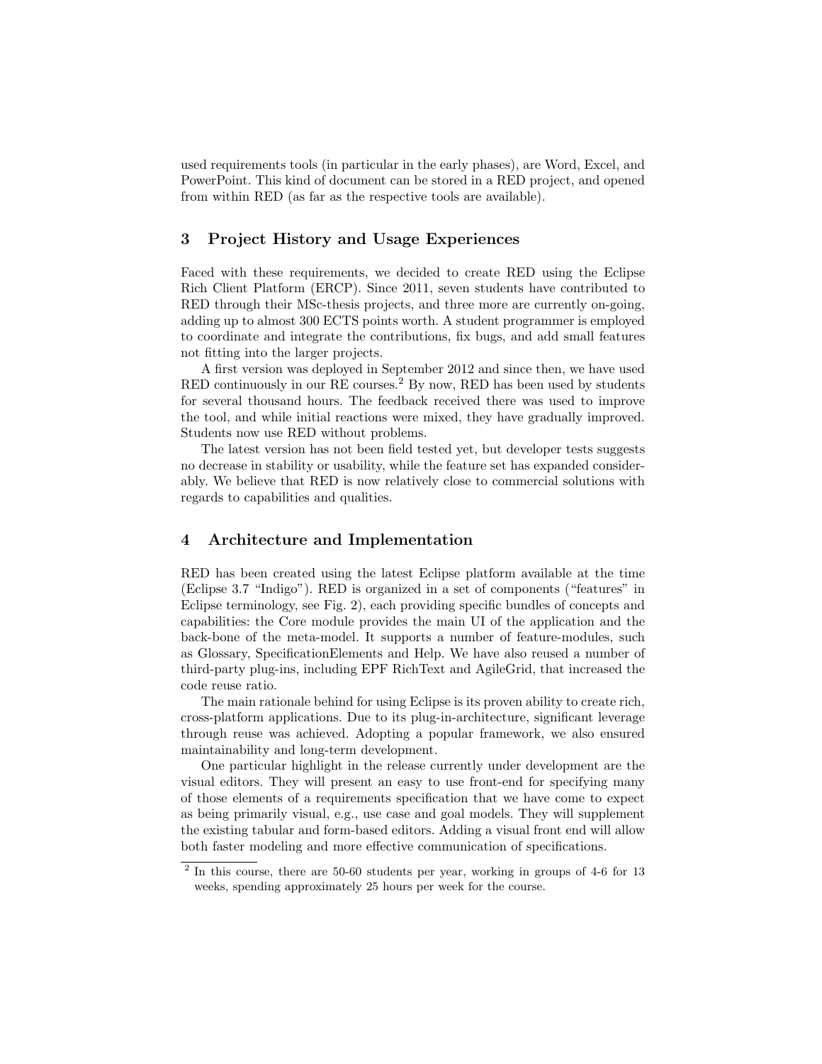used requirements tools (in particular in the early phases), are Word, Excel, and PowerPoint. This kind of document can be stored in a RED project, and opened from within RED (as far as the respective tools are available).

## 3 Project History and Usage Experiences

Faced with these requirements, we decided to create RED using the Eclipse Rich Client Platform (ERCP). Since 2011, seven students have contributed to RED through their MSc-thesis projects, and three more are currently on-going, adding up to almost 300 ECTS points worth. A student programmer is employed to coordinate and integrate the contributions, fix bugs, and add small features not fitting into the larger projects.

A first version was deployed in September 2012 and since then, we have used RED continuously in our RE courses.[2] By now, RED has been used by students for several thousand hours. The feedback received there was used to improve the tool, and while initial reactions were mixed, they have gradually improved. Students now use RED without problems.

The latest version has not been field tested yet, but developer tests suggests no decrease in stability or usability, while the feature set has expanded considerably. We believe that RED is now relatively close to commercial solutions with regards to capabilities and qualities.

## 4 Architecture and Implementation

RED has been created using the latest Eclipse platform available at the time (Eclipse 3.7 "Indigo"). RED is organized in a set of components ("features" in Eclipse terminology, see Fig. 2), each providing specific bundles of concepts and capabilities: the Core module provides the main UI of the application and the back-bone of the meta-model. It supports a number of feature-modules, such as Glossary, SpecificationElements and Help. We have also reused a number of third-party plug-ins, including EPF RichText and AgileGrid, that increased the code reuse ratio.

The main rationale behind for using Eclipse is its proven ability to create rich, cross-platform applications. Due to its plug-in-architecture, significant leverage through reuse was achieved. Adopting a popular framework, we also ensured maintainability and long-term development.

One particular highlight in the release currently under development are the visual editors. They will present an easy to use front-end for specifying many of those elements of a requirements specification that we have come to expect as being primarily visual, e.g., use case and goal models. They will supplement the existing tabular and form-based editors. Adding a visual front end will allow both faster modeling and more effective communication of specifications.

---

[2] In this course, there are 50-60 students per year, working in groups of 4-6 for 13 weeks, spending approximately 25 hours per week for the course.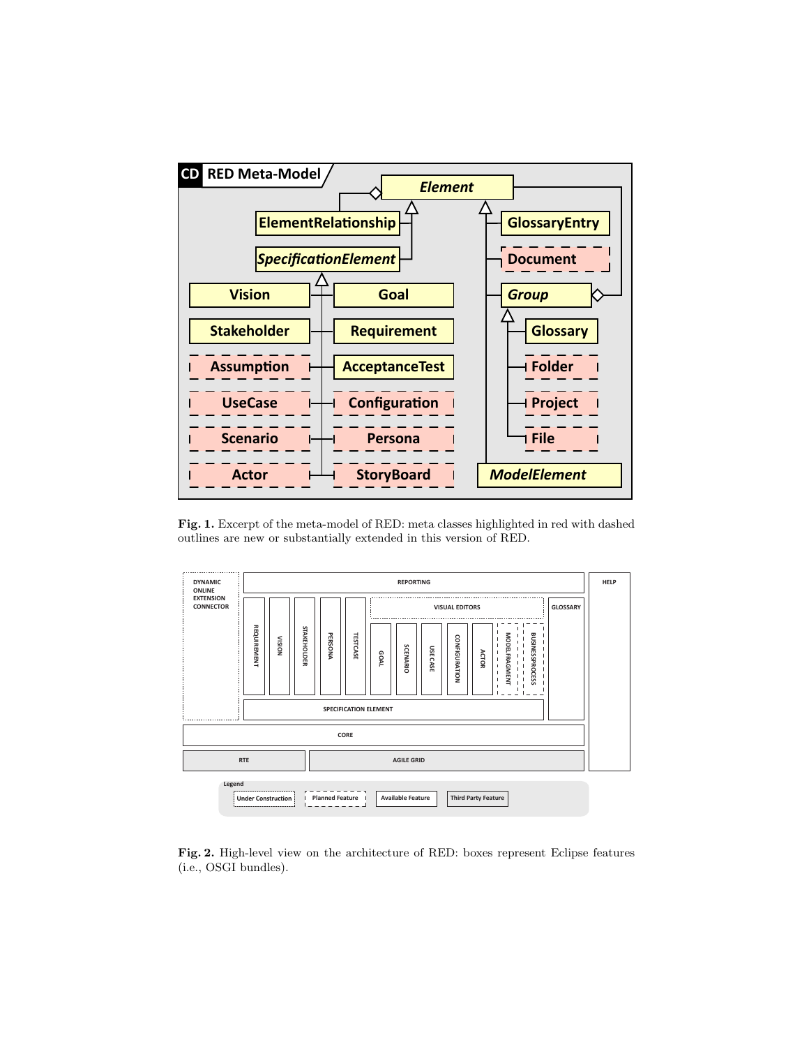**Fig. 1.** Excerpt of the meta-model of RED: meta classes highlighted in red with dashed outlines are new or substantially extended in this version of RED.

**Fig. 2.** High-level view on the architecture of RED: boxes represent Eclipse features (i.e., OSGI bundles).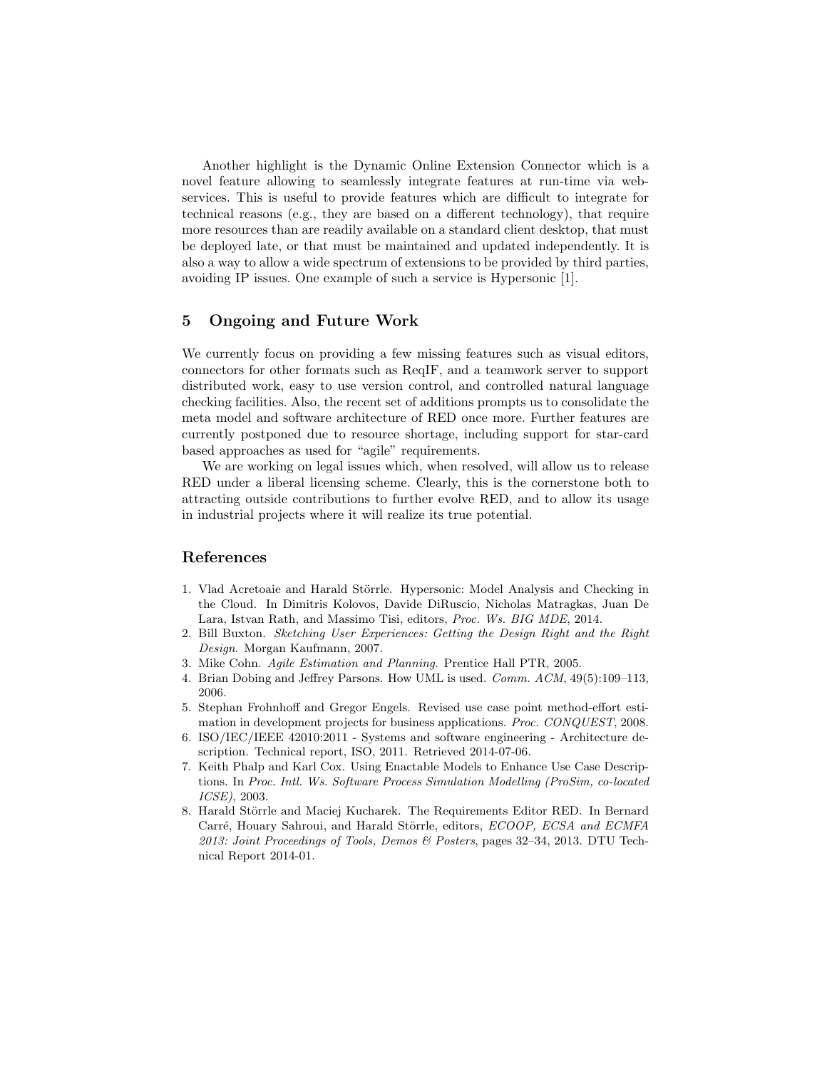Another highlight is the Dynamic Online Extension Connector which is a novel feature allowing to seamlessly integrate features at run-time via web-services. This is useful to provide features which are difficult to integrate for technical reasons (e.g., they are based on a different technology), that require more resources than are readily available on a standard client desktop, that must be deployed late, or that must be maintained and updated independently. It is also a way to allow a wide spectrum of extensions to be provided by third parties, avoiding IP issues. One example of such a service is Hypersonic [1].

## 5 Ongoing and Future Work

We currently focus on providing a few missing features such as visual editors, connectors for other formats such as ReqIF, and a teamwork server to support distributed work, easy to use version control, and controlled natural language checking facilities. Also, the recent set of additions prompts us to consolidate the meta model and software architecture of RED once more. Further features are currently postponed due to resource shortage, including support for star-card based approaches as used for "agile" requirements.

We are working on legal issues which, when resolved, will allow us to release RED under a liberal licensing scheme. Clearly, this is the cornerstone both to attracting outside contributions to further evolve RED, and to allow its usage in industrial projects where it will realize its true potential.

## References

1. Vlad Acretoaie and Harald Störrle. Hypersonic: Model Analysis and Checking in the Cloud. In Dimitris Kolovos, Davide DiRuscio, Nicholas Matragkas, Juan De Lara, Istvan Rath, and Massimo Tisi, editors, *Proc. Ws. BIG MDE*, 2014.
2. Bill Buxton. *Sketching User Experiences: Getting the Design Right and the Right Design*. Morgan Kaufmann, 2007.
3. Mike Cohn. *Agile Estimation and Planning*. Prentice Hall PTR, 2005.
4. Brian Dobing and Jeffrey Parsons. How UML is used. *Comm. ACM*, 49(5):109–113, 2006.
5. Stephan Frohnhoff and Gregor Engels. Revised use case point method-effort estimation in development projects for business applications. *Proc. CONQUEST*, 2008.
6. ISO/IEC/IEEE 42010:2011 - Systems and software engineering - Architecture description. Technical report, ISO, 2011. Retrieved 2014-07-06.
7. Keith Phalp and Karl Cox. Using Enactable Models to Enhance Use Case Descriptions. In *Proc. Intl. Ws. Software Process Simulation Modelling (ProSim, co-located ICSE)*, 2003.
8. Harald Störrle and Maciej Kucharek. The Requirements Editor RED. In Bernard Carré, Houary Sahraoui, and Harald Störrle, editors, *ECOOP, ECSA and ECMFA 2013: Joint Proceedings of Tools, Demos & Posters*, pages 32–34, 2013. DTU Technical Report 2014-01.